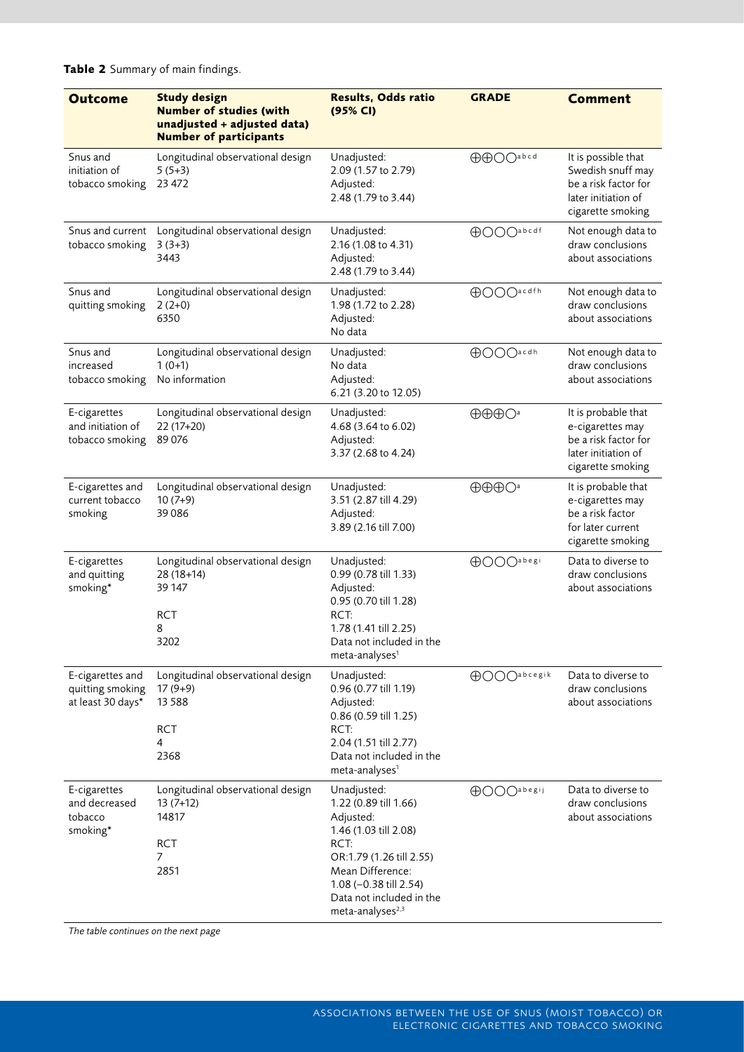**Table 2** Summary of main findings.

| Outcome | Study design Number of studies (with unadjusted + adjusted data) Number of participants | Results, Odds ratio (95% CI) | GRADE | Comment |
|---|---|---|---|---|
| Snus and initiation of tobacco smoking | Longitudinal observational design 5 (5+3) 23 472 | Unadjusted: 2.09 (1.57 to 2.79) Adjusted: 2.48 (1.79 to 3.44) | ⊕⊕◯◯[a b c d] | It is possible that Swedish snuff may be a risk factor for later initiation of cigarette smoking |
| Snus and current tobacco smoking | Longitudinal observational design 3 (3+3) 3443 | Unadjusted: 2.16 (1.08 to 4.31) Adjusted: 2.48 (1.79 to 3.44) | ⊕◯◯◯[a b c d f] | Not enough data to draw conclusions about associations |
| Snus and quitting smoking | Longitudinal observational design 2 (2+0) 6350 | Unadjusted: 1.98 (1.72 to 2.28) Adjusted: No data | ⊕◯◯◯[a c d f h] | Not enough data to draw conclusions about associations |
| Snus and increased tobacco smoking | Longitudinal observational design 1 (0+1) No information | Unadjusted: No data Adjusted: 6.21 (3.20 to 12.05) | ⊕◯◯◯[a c d h] | Not enough data to draw conclusions about associations |
| E-cigarettes and initiation of tobacco smoking | Longitudinal observational design 22 (17+20) 89 076 | Unadjusted: 4.68 (3.64 to 6.02) Adjusted: 3.37 (2.68 to 4.24) | ⊕⊕⊕◯[a] | It is probable that e-cigarettes may be a risk factor for later initiation of cigarette smoking |
| E-cigarettes and current tobacco smoking | Longitudinal observational design 10 (7+9) 39 086 | Unadjusted: 3.51 (2.87 till 4.29) Adjusted: 3.89 (2.16 till 7.00) | ⊕⊕⊕◯[a] | It is probable that e-cigarettes may be a risk factor for later current cigarette smoking |
| E-cigarettes and quitting smoking* | Longitudinal observational design 28 (18+14) 39 147<br>RCT 8 3202 | Unadjusted: 0.99 (0.78 till 1.33) Adjusted: 0.95 (0.70 till 1.28) RCT: 1.78 (1.41 till 2.25) Data not included in the meta-analyses[1] | ⊕◯◯◯[a b e g i] | Data to diverse to draw conclusions about associations |
| E-cigarettes and quitting smoking at least 30 days* | Longitudinal observational design 17 (9+9) 13 588<br>RCT 4 2368 | Unadjusted: 0.96 (0.77 till 1.19) Adjusted: 0.86 (0.59 till 1.25) RCT: 2.04 (1.51 till 2.77) Data not included in the meta-analyses[1] | ⊕◯◯◯[a b c e g i k] | Data to diverse to draw conclusions about associations |
| E-cigarettes and decreased tobacco smoking* | Longitudinal observational design 13 (7+12) 14817<br>RCT 7 2851 | Unadjusted: 1.22 (0.89 till 1.66) Adjusted: 1.46 (1.03 till 2.08) RCT: OR:1.79 (1.26 till 2.55) Mean Difference: 1.08 (−0.38 till 2.54) Data not included in the meta-analyses[2,3] | ⊕◯◯◯[a b e g i j] | Data to diverse to draw conclusions about associations |

*The table continues on the next page*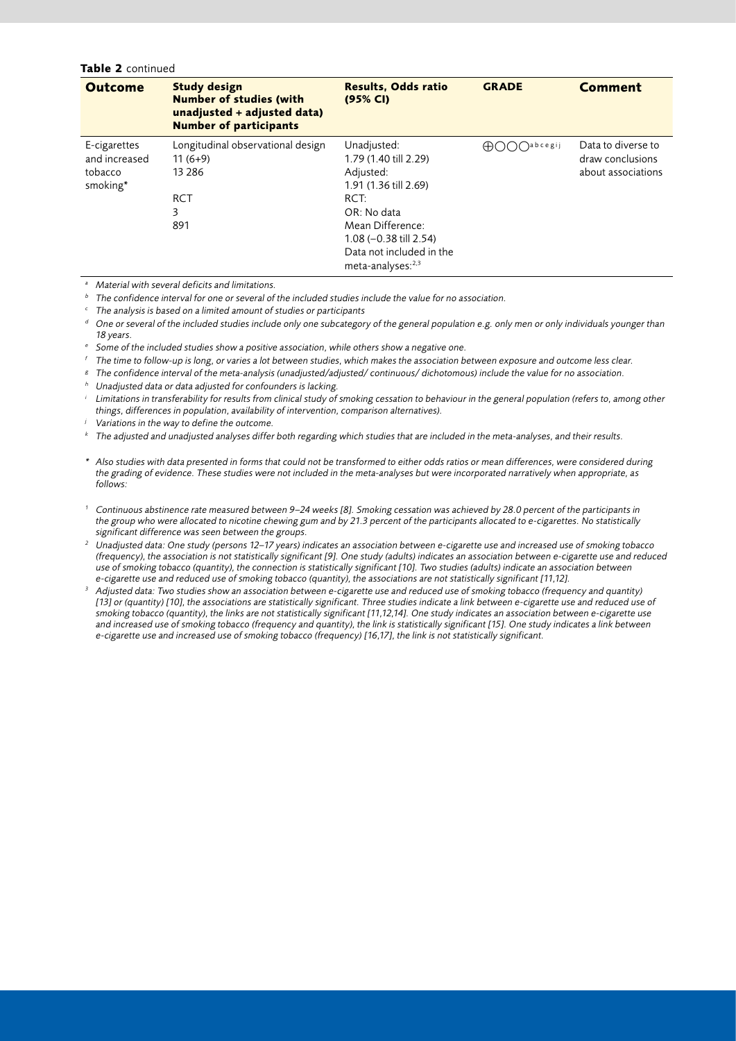**Table 2** continued

| Outcome | Study design<br>Number of studies (with unadjusted + adjusted data)<br>Number of participants | Results, Odds ratio (95% CI) | GRADE | Comment |
|---|---|---|---|---|
| E-cigarettes and increased tobacco smoking* | Longitudinal observational design<br>11 (6+9)<br>13 286<br><br>RCT<br>3<br>891 | Unadjusted:<br>1.79 (1.40 till 2.29)<br>Adjusted:<br>1.91 (1.36 till 2.69)<br>RCT:<br>OR: No data<br>Mean Difference:<br>1.08 (–0.38 till 2.54)<br>Data not included in the meta-analyses:[2,3] | ⊕○○○[a b c e g i j] | Data to diverse to draw conclusions about associations |

*[a] Material with several deficits and limitations.*

*[b] The confidence interval for one or several of the included studies include the value for no association.*

*[c] The analysis is based on a limited amount of studies or participants*

*[d] One or several of the included studies include only one subcategory of the general population e.g. only men or only individuals younger than 18 years.*

*[e] Some of the included studies show a positive association, while others show a negative one.*

*[f] The time to follow-up is long, or varies a lot between studies, which makes the association between exposure and outcome less clear.*

*[g] The confidence interval of the meta-analysis (unadjusted/adjusted/ continuous/ dichotomous) include the value for no association.*

*[h] Unadjusted data or data adjusted for confounders is lacking.*

*[i] Limitations in transferability for results from clinical study of smoking cessation to behaviour in the general population (refers to, among other things, differences in population, availability of intervention, comparison alternatives).*

*[j] Variations in the way to define the outcome.*

*[k] The adjusted and unadjusted analyses differ both regarding which studies that are included in the meta-analyses, and their results.*

*\* Also studies with data presented in forms that could not be transformed to either odds ratios or mean differences, were considered during the grading of evidence. These studies were not included in the meta-analyses but were incorporated narratively when appropriate, as follows:*

*[1] Continuous abstinence rate measured between 9–24 weeks [8]. Smoking cessation was achieved by 28.0 percent of the participants in the group who were allocated to nicotine chewing gum and by 21.3 percent of the participants allocated to e-cigarettes. No statistically significant difference was seen between the groups.*

*[2] Unadjusted data: One study (persons 12–17 years) indicates an association between e-cigarette use and increased use of smoking tobacco (frequency), the association is not statistically significant [9]. One study (adults) indicates an association between e-cigarette use and reduced use of smoking tobacco (quantity), the connection is statistically significant [10]. Two studies (adults) indicate an association between e-cigarette use and reduced use of smoking tobacco (quantity), the associations are not statistically significant [11,12].*

*[3] Adjusted data: Two studies show an association between e-cigarette use and reduced use of smoking tobacco (frequency and quantity) [13] or (quantity) [10], the associations are statistically significant. Three studies indicate a link between e-cigarette use and reduced use of smoking tobacco (quantity), the links are not statistically significant [11,12,14]. One study indicates an association between e-cigarette use and increased use of smoking tobacco (frequency and quantity), the link is statistically significant [15]. One study indicates a link between e-cigarette use and increased use of smoking tobacco (frequency) [16,17], the link is not statistically significant.*